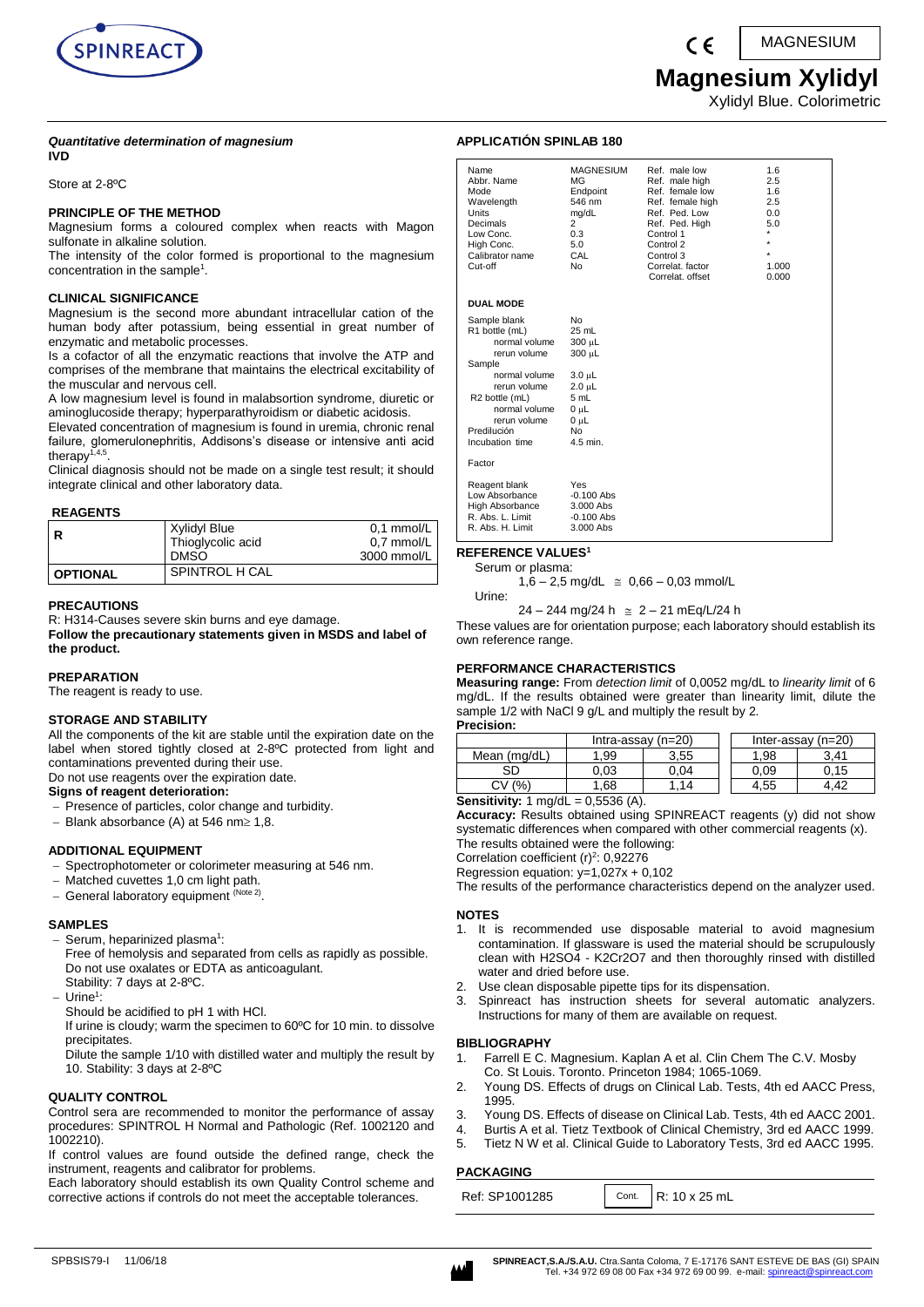MAGNESIUM

# Magnesium Xylidyl

Xylidyl Blue. Colorimetric

***Quantitative determination of magnesium***

**IVD**

Store at 2-8ºC

### PRINCIPLE OF THE METHOD

Magnesium forms a coloured complex when reacts with Magon sulfonate in alkaline solution.

The intensity of the color formed is proportional to the magnesium concentration in the sample[1].

### CLINICAL SIGNIFICANCE

Magnesium is the second more abundant intracellular cation of the human body after potassium, being essential in great number of enzymatic and metabolic processes.

Is a cofactor of all the enzymatic reactions that involve the ATP and comprises of the membrane that maintains the electrical excitability of the muscular and nervous cell.

A low magnesium level is found in malabsortion syndrome, diuretic or aminoglucoside therapy; hyperparathyroidism or diabetic acidosis.

Elevated concentration of magnesium is found in uremia, chronic renal failure, glomerulonephritis, Addisons's disease or intensive anti acid therapy[1,4,5].

Clinical diagnosis should not be made on a single test result; it should integrate clinical and other laboratory data.

### REAGENTS

| | | |
|---|---|---|
| **R** | Xylidyl Blue<br>Thioglycolic acid<br>DMSO | 0,1 mmol/L<br>0,7 mmol/L<br>3000 mmol/L |
| **OPTIONAL** | SPINTROL H CAL | |

### PRECAUTIONS

R: H314-Causes severe skin burns and eye damage.

**Follow the precautionary statements given in MSDS and label of the product.**

### PREPARATION

The reagent is ready to use.

### STORAGE AND STABILITY

All the components of the kit are stable until the expiration date on the label when stored tightly closed at 2-8ºC protected from light and contaminations prevented during their use.

Do not use reagents over the expiration date.

**Signs of reagent deterioration:**

- Presence of particles, color change and turbidity.
- Blank absorbance (A) at 546 nm≥ 1,8.

### ADDITIONAL EQUIPMENT

- Spectrophotometer or colorimeter measuring at 546 nm.
- Matched cuvettes 1,0 cm light path.
- General laboratory equipment (Note 2).

### SAMPLES

- Serum, heparinized plasma[1]:
  Free of hemolysis and separated from cells as rapidly as possible.
  Do not use oxalates or EDTA as anticoagulant.
  Stability: 7 days at 2-8ºC.
- Urine[1]:
  Should be acidified to pH 1 with HCl.
  If urine is cloudy; warm the specimen to 60ºC for 10 min. to dissolve precipitates.
  Dilute the sample 1/10 with distilled water and multiply the result by 10. Stability: 3 days at 2-8ºC

### QUALITY CONTROL

Control sera are recommended to monitor the performance of assay procedures: SPINTROL H Normal and Pathologic (Ref. 1002120 and 1002210).

If control values are found outside the defined range, check the instrument, reagents and calibrator for problems.

Each laboratory should establish its own Quality Control scheme and corrective actions if controls do not meet the acceptable tolerances.

### APPLICATIÓN SPINLAB 180

| | | | |
|---|---|---|---|
| Name | MAGNESIUM | Ref. male low | 1.6 |
| Abbr. Name | MG | Ref. male high | 2.5 |
| Mode | Endpoint | Ref. female low | 1.6 |
| Wavelength | 546 nm | Ref. female high | 2.5 |
| Units | mg/dL | Ref. Ped. Low | 0.0 |
| Decimals | 2 | Ref. Ped. High | 5.0 |
| Low Conc. | 0.3 | Control 1 | * |
| High Conc. | 5.0 | Control 2 | * |
| Calibrator name | CAL | Control 3 | * |
| Cut-off | No | Correlat. factor | 1.000 |
| | | Correlat. offset | 0.000 |

**DUAL MODE**

| | |
|---|---|
| Sample blank | No |
| R1 bottle (mL) | 25 mL |
| normal volume | 300 µL |
| rerun volume | 300 µL |
| Sample | |
| normal volume | 3.0 µL |
| rerun volume | 2.0 µL |
| R2 bottle (mL) | 5 mL |
| normal volume | 0 µL |
| rerun volume | 0 µL |
| Predilución | No |
| Incubation time | 4.5 min. |
| Factor | |
| Reagent blank | Yes |
| Low Absorbance | -0.100 Abs |
| High Absorbance | 3.000 Abs |
| R. Abs. L. Limit | -0.100 Abs |
| R. Abs. H. Limit | 3.000 Abs |

### REFERENCE VALUES[1]

Serum or plasma:

1,6 – 2,5 mg/dL ≅ 0,66 – 0,03 mmol/L

Urine:

24 – 244 mg/24 h ≅ 2 – 21 mEq/L/24 h

These values are for orientation purpose; each laboratory should establish its own reference range.

### PERFORMANCE CHARACTERISTICS

**Measuring range:** From *detection limit* of 0,0052 mg/dL to *linearity limit* of 6 mg/dL. If the results obtained were greater than linearity limit, dilute the sample 1/2 with NaCl 9 g/L and multiply the result by 2.

**Precision:**

| | Intra-assay (n=20) | | Inter-assay (n=20) | |
|---|---|---|---|---|
| Mean (mg/dL) | 1,99 | 3,55 | 1,98 | 3,41 |
| SD | 0,03 | 0,04 | 0,09 | 0,15 |
| CV (%) | 1,68 | 1,14 | 4,55 | 4,42 |

**Sensitivity:** 1 mg/dL = 0,5536 (A).

**Accuracy:** Results obtained using SPINREACT reagents (y) did not show systematic differences when compared with other commercial reagents (x).

The results obtained were the following:

Correlation coefficient $(r)^2$: 0,92276

Regression equation: y=1,027x + 0,102

The results of the performance characteristics depend on the analyzer used.

### NOTES

1. It is recommended use disposable material to avoid magnesium contamination. If glassware is used the material should be scrupulously clean with $H_2SO_4$ - $K_2Cr_2O_7$ and then thoroughly rinsed with distilled water and dried before use.
2. Use clean disposable pipette tips for its dispensation.
3. Spinreact has instruction sheets for several automatic analyzers. Instructions for many of them are available on request.

### BIBLIOGRAPHY

1. Farrell E C. Magnesium. Kaplan A et al. Clin Chem The C.V. Mosby Co. St Louis. Toronto. Princeton 1984; 1065-1069.
2. Young DS. Effects of drugs on Clinical Lab. Tests, 4th ed AACC Press, 1995.
3. Young DS. Effects of disease on Clinical Lab. Tests, 4th ed AACC 2001.
4. Burtis A et al. Tietz Textbook of Clinical Chemistry, 3rd ed AACC 1999.
5. Tietz N W et al. Clinical Guide to Laboratory Tests, 3rd ed AACC 1995.

### PACKAGING

| | | |
|---|---|---|
| Ref: SP1001285 | Cont. | R: 10 x 25 mL |

SPBSIS79-I 11/06/18

**SPINREACT,S.A./S.A.U.** Ctra.Santa Coloma, 7 E-17176 SANT ESTEVE DE BAS (GI) SPAIN Tel. +34 972 69 08 00 Fax +34 972 69 00 99. e-mail: spinreact@spinreact.com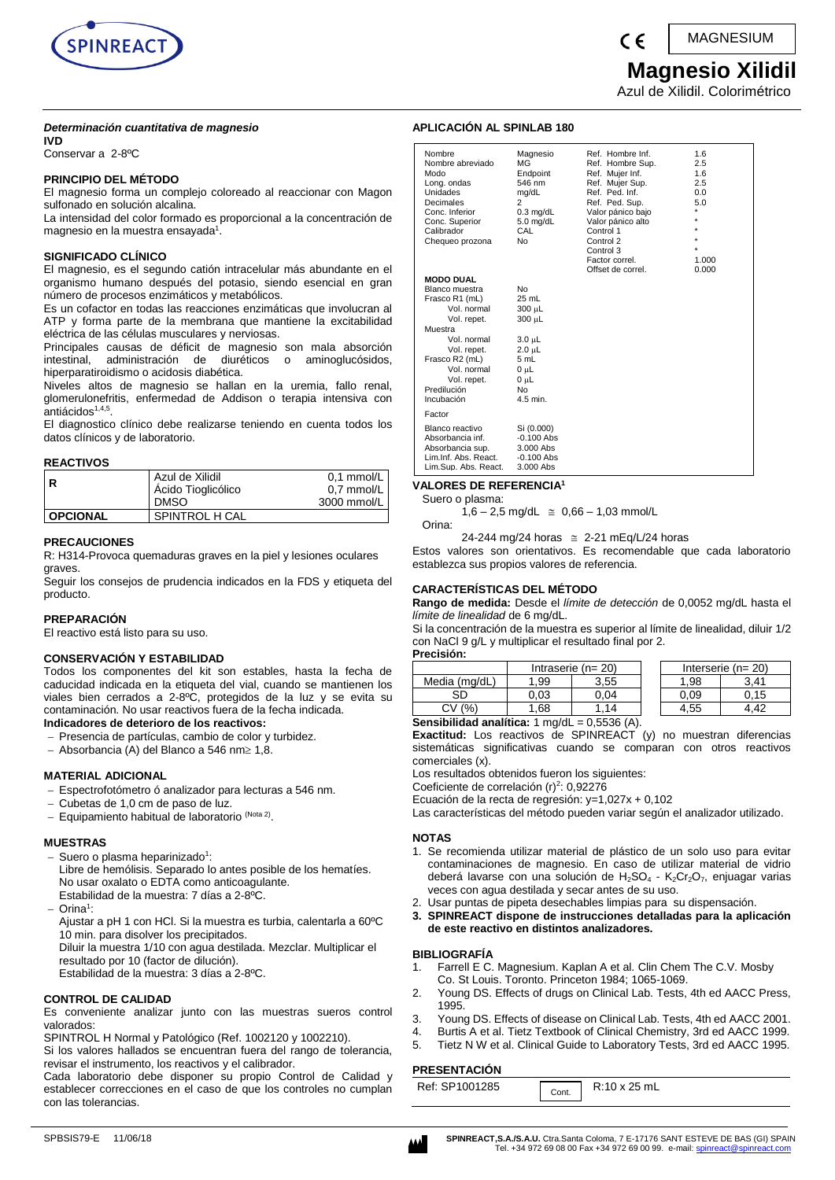MAGNESIUM

# Magnesio Xilidil

Azul de Xilidil. Colorimétrico

***Determinación cuantitativa de magnesio***

**IVD**

Conservar a 2-8ºC

## PRINCIPIO DEL MÉTODO

El magnesio forma un complejo coloreado al reaccionar con Magon sulfonado en solución alcalina.

La intensidad del color formado es proporcional a la concentración de magnesio en la muestra ensayada[1].

## SIGNIFICADO CLÍNICO

El magnesio, es el segundo catión intracelular más abundante en el organismo humano después del potasio, siendo esencial en gran número de procesos enzimáticos y metabólicos.

Es un cofactor en todas las reacciones enzimáticas que involucran al ATP y forma parte de la membrana que mantiene la excitabilidad eléctrica de las células musculares y nerviosas.

Principales causas de déficit de magnesio son mala absorción intestinal, administración de diuréticos o aminoglucósidos, hiperparatiroidismo o acidosis diabética.

Niveles altos de magnesio se hallan en la uremia, fallo renal, glomerulonefritis, enfermedad de Addison o terapia intensiva con antiácidos[1,4,5].

El diagnostico clínico debe realizarse teniendo en cuenta todos los datos clínicos y de laboratorio.

## REACTIVOS

| | | |
|---|---|---|
| **R** | Azul de Xilidil<br>Ácido Tioglicólico<br>DMSO | 0,1 mmol/L<br>0,7 mmol/L<br>3000 mmol/L |
| **OPCIONAL** | SPINTROL H CAL | |

## PRECAUCIONES

R: H314-Provoca quemaduras graves en la piel y lesiones oculares graves.

Seguir los consejos de prudencia indicados en la FDS y etiqueta del producto.

## PREPARACIÓN

El reactivo está listo para su uso.

## CONSERVACIÓN Y ESTABILIDAD

Todos los componentes del kit son estables, hasta la fecha de caducidad indicada en la etiqueta del vial, cuando se mantienen los viales bien cerrados a 2-8ºC, protegidos de la luz y se evita su contaminación. No usar reactivos fuera de la fecha indicada.

**Indicadores de deterioro de los reactivos:**

- Presencia de partículas, cambio de color y turbidez.
- Absorbancia (A) del Blanco a 546 nm$\geq$ 1,8.

## MATERIAL ADICIONAL

- Espectrofotómetro ó analizador para lecturas a 546 nm.
- Cubetas de 1,0 cm de paso de luz.
- Equipamiento habitual de laboratorio (Nota 2).

## MUESTRAS

- Suero o plasma heparinizado[1]:
  Libre de hemólisis. Separado lo antes posible de los hematíes.
  No usar oxalato o EDTA como anticoagulante.
  Estabilidad de la muestra: 7 días a 2-8ºC.
- Orina[1]:
  Ajustar a pH 1 con HCl. Si la muestra es turbia, calentarla a 60ºC 10 min. para disolver los precipitados.
  Diluir la muestra 1/10 con agua destilada. Mezclar. Multiplicar el resultado por 10 (factor de dilución).
  Estabilidad de la muestra: 3 días a 2-8ºC.

## CONTROL DE CALIDAD

Es conveniente analizar junto con las muestras sueros control valorados:

SPINTROL H Normal y Patológico (Ref. 1002120 y 1002210).

Si los valores hallados se encuentran fuera del rango de tolerancia, revisar el instrumento, los reactivos y el calibrador.

Cada laboratorio debe disponer su propio Control de Calidad y establecer correcciones en el caso de que los controles no cumplan con las tolerancias.

## APLICACIÓN AL SPINLAB 180

| | | | |
|---|---|---|---|
| Nombre | Magnesio | Ref. Hombre Inf. | 1.6 |
| Nombre abreviado | MG | Ref. Hombre Sup. | 2.5 |
| Modo | Endpoint | Ref. Mujer Inf. | 1.6 |
| Long. ondas | 546 nm | Ref. Mujer Sup. | 2.5 |
| Unidades | mg/dL | Ref. Ped. Inf. | 0.0 |
| Decimales | 2 | Ref. Ped. Sup. | 5.0 |
| Conc. Inferior | 0.3 mg/dL | Valor pánico bajo | * |
| Conc. Superior | 5.0 mg/dL | Valor pánico alto | * |
| Calibrador | CAL | Control 1 | * |
| Chequeo prozona | No | Control 2 | * |
| | | Control 3 | * |
| | | Factor correl. | 1.000 |
| | | Offset de correl. | 0.000 |
| **MODO DUAL** | | | |
| Blanco muestra | No | | |
| Frasco R1 (mL) | 25 mL | | |
| Vol. normal | 300 µL | | |
| Vol. repet. | 300 µL | | |
| Muestra | | | |
| Vol. normal | 3.0 µL | | |
| Vol. repet. | 2.0 µL | | |
| Frasco R2 (mL) | 5 mL | | |
| Vol. normal | 0 µL | | |
| Vol. repet. | 0 µL | | |
| Predilución | No | | |
| Incubación | 4.5 min. | | |
| Factor | | | |
| Blanco reactivo | Si (0.000) | | |
| Absorbancia inf. | -0.100 Abs | | |
| Absorbancia sup. | 3.000 Abs | | |
| Lim.Inf. Abs. React. | -0.100 Abs | | |
| Lim.Sup. Abs. React. | 3.000 Abs | | |

## VALORES DE REFERENCIA[1]

Suero o plasma:

1,6 – 2,5 mg/dL $\cong$ 0,66 – 1,03 mmol/L

Orina:

24-244 mg/24 horas $\cong$ 2-21 mEq/L/24 horas

Estos valores son orientativos. Es recomendable que cada laboratorio establezca sus propios valores de referencia.

## CARACTERÍSTICAS DEL MÉTODO

**Rango de medida:** Desde el *límite de detección* de 0,0052 mg/dL hasta el *límite de linealidad* de 6 mg/dL.

Si la concentración de la muestra es superior al límite de linealidad, diluir 1/2 con NaCl 9 g/L y multiplicar el resultado final por 2.

**Precisión:**

| | Intraserie (n= 20) | | Interserie (n= 20) | |
|---|---|---|---|---|
| Media (mg/dL) | 1,99 | 3,55 | 1,98 | 3,41 |
| SD | 0,03 | 0,04 | 0,09 | 0,15 |
| CV (%) | 1,68 | 1,14 | 4,55 | 4,42 |

**Sensibilidad analítica:** 1 mg/dL = 0,5536 (A).

**Exactitud:** Los reactivos de SPINREACT (y) no muestran diferencias sistemáticas significativas cuando se comparan con otros reactivos comerciales (x).

Los resultados obtenidos fueron los siguientes:

Coeficiente de correlación $(r)^2$: 0,92276

Ecuación de la recta de regresión: y=1,027x + 0,102

Las características del método pueden variar según el analizador utilizado.

## NOTAS

1. Se recomienda utilizar material de plástico de un solo uso para evitar contaminaciones de magnesio. En caso de utilizar material de vidrio deberá lavarse con una solución de $H_2SO_4$ - $K_2Cr_2O_7$, enjuagar varias veces con agua destilada y secar antes de su uso.
2. Usar puntas de pipeta desechables limpias para su dispensación.
3. **SPINREACT dispone de instrucciones detalladas para la aplicación de este reactivo en distintos analizadores.**

## BIBLIOGRAFÍA

1. Farrell E C. Magnesium. Kaplan A et al. Clin Chem The C.V. Mosby Co. St Louis. Toronto. Princeton 1984; 1065-1069.
2. Young DS. Effects of drugs on Clinical Lab. Tests, 4th ed AACC Press, 1995.
3. Young DS. Effects of disease on Clinical Lab. Tests, 4th ed AACC 2001.
4. Burtis A et al. Tietz Textbook of Clinical Chemistry, 3rd ed AACC 1999.
5. Tietz N W et al. Clinical Guide to Laboratory Tests, 3rd ed AACC 1995.

## PRESENTACIÓN

| | | |
|---|---|---|
| Ref: SP1001285 | Cont. | R:10 x 25 mL |

SPBSIS79-E 11/06/18

**SPINREACT,S.A./S.A.U.** Ctra.Santa Coloma, 7 E-17176 SANT ESTEVE DE BAS (GI) SPAIN
Tel. +34 972 69 08 00 Fax +34 972 69 00 99. e-mail: spinreact@spinreact.com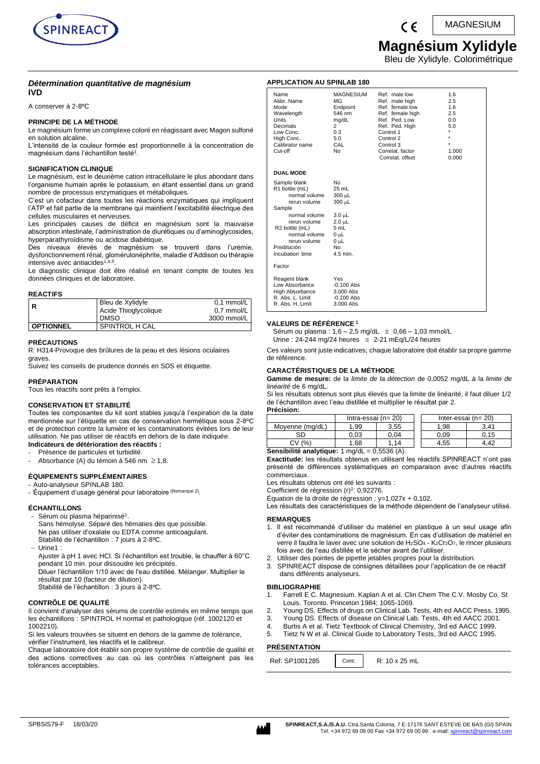SPINREACT

MAGNESIUM

# Magnésium Xylidyle

Bleu de Xylidyle. Colorimétrique

## *Détermination quantitative de magnésium*

**IVD**

A conserver à 2-8ºC

### PRINCIPE DE LA MÉTHODE

Le magnésium forme un complexe coloré en réagissant avec Magon sulfoné en solution alcaline.

L'intensité de la couleur formée est proportionnelle à la concentration de magnésium dans l'échantillon testé[1].

### SIGNIFICATION CLINIQUE

Le magnésium, est le deuxième cation intracellulaire le plus abondant dans l'organisme humain après le potassium, en étant essentiel dans un grand nombre de processus enzymatiques et métaboliques.

C'est un cofacteur dans toutes les réactions enzymatiques qui impliquent l'ATP et fait partie de la membrane qui maintient l'excitabilité électrique des cellules musculaires et nerveuses.

Les principales causes de déficit en magnésium sont la mauvaise absorption intestinale, l'administration de diurétiques ou d'aminoglycosides, hyperparathyroïdisme ou acidose diabétique.

Des niveaux élevés de magnésium se trouvent dans l'urémie, dysfonctionnement rénal, glomérulonéphrite, maladie d'Addison ou thérapie intensive avec antiacides[1,4,5].

Le diagnostic clinique doit être réalisé en tenant compte de toutes les données cliniques et de laboratoire.

### REACTIFS

| | | |
|---|---|---|
| **R** | Bleu de Xylidyle<br>Acide Thioglycolique<br>DMSO | 0,1 mmol/L<br>0,7 mmol/L<br>3000 mmol/L |
| **OPTIONNEL** | SPINTROL H CAL | |

### PRÉCAUTIONS

R: H314-Provoque des brûlures de la peau et des lésions oculaires graves.

Suivez les conseils de prudence donnés en SDS et étiquette.

### PRÉPARATION

Tous les réactifs sont prêts à l'emploi.

### CONSERVATION ET STABILITÉ

Toutes les composantes du kit sont stables jusqu'à l'expiration de la date mentionnée sur l'étiquette en cas de conservation hermétique sous 2-8ºC et de protection contre la lumière et les contaminations évitées lors de leur utilisation. Ne pas utiliser de réactifs en dehors de la date indiquée.

**Indicateurs de détérioration des réactifs :**

- Présence de particules et turbidité.
- Absorbance (A) du témoin à 546 nm ≥1,8.

### ÉQUIPEMENTS SUPPLÉMENTAIRES

- Auto-analyseur SPINLAB 180.
- Équipement d'usage général pour laboratoire (Remarque 2).

### ÉCHANTILLONS

- Sérum ou plasma héparinisé[1].
  Sans hémolyse. Séparé des hématies dès que possible.
  Ne pas utiliser d'oxalate ou EDTA comme anticoagulant.
  Stabilité de l'échantillon : 7 jours à 2-8ºC.
- Urine1 :
  Ajuster à pH 1 avec HCl. Si l'échantillon est trouble, le chauffer à 60°C pendant 10 min. pour dissoudre les précipités.
  Diluer l'échantillon 1/10 avec de l'eau distillée. Mélanger. Multiplier le résultat par 10 (facteur de dilution).
  Stabilité de l'échantillon : 3 jours à 2-8ºC.

### CONTRÔLE DE QUALITÉ

Il convient d'analyser des sérums de contrôle estimés en même temps que les échantillons : SPINTROL H normal et pathologique (réf. 1002120 et 1002210).

Si les valeurs trouvées se situent en dehors de la gamme de tolérance, vérifier l'instrument, les réactifs et le calibreur.

Chaque laboratoire doit établir son propre système de contrôle de qualité et des actions correctives au cas où les contrôles n'atteignent pas les tolérances acceptables.

### APPLICATION AU SPINLAB 180

| | | | |
|---|---|---|---|
| Name | MAGNESIUM | Ref. male low | 1.6 |
| Abbr. Name | MG | Ref. male high | 2.5 |
| Mode | Endpoint | Ref. female low | 1.6 |
| Wavelength | 546 nm | Ref. female high | 2.5 |
| Units | mg/dL | Ref. Ped. Low | 0.0 |
| Decimals | 2 | Ref. Ped. High | 5.0 |
| Low Conc. | 0.3 | Control 1 | * |
| High Conc. | 5.0 | Control 2 | * |
| Calibrator name | CAL | Control 3 | * |
| Cut-off | No | Correlat. factor | 1.000 |
| | | Correlat. offset | 0.000 |

**DUAL MODE**

| | |
|---|---|
| Sample blank | No |
| R1 bottle (mL) | 25 mL |
| normal volume | 300 µL |
| rerun volume | 300 µL |
| Sample | |
| normal volume | 3.0 µL |
| rerun volume | 2.0 µL |
| R2 bottle (mL) | 5 mL |
| normal volume | 0 µL |
| rerun volume | 0 µL |
| Predilución | No |
| Incubation time | 4.5 min. |
| Factor | |
| Reagent blank | Yes |
| Low Absorbance | -0.100 Abs |
| High Absorbance | 3.000 Abs |
| R. Abs. L. Limit | -0.100 Abs |
| R. Abs. H. Limit | 3.000 Abs |

### VALEURS DE RÉFÉRENCE [1]

Sérum ou plasma : 1,6 – 2,5 mg/dL ≅ 0,66 – 1,03 mmol/L

Urine : 24-244 mg/24 heures ≅ 2-21 mEq/L/24 heures

Ces valeurs sont juste indicatives; chaque laboratoire doit établir sa propre gamme de référence.

### CARACTÉRISTIQUES DE LA MÉTHODE

**Gamme de mesure:** de la *limite de la détection* de 0,0052 mg/dL à la *limite de linéarité* de 6 mg/dL.

Si les résultats obtenus sont plus élevés que la limite de linéarité, il faut diluer 1/2 de l'échantillon avec l'eau distillée et multiplier le résultat par 2.

**Précision:**

| | Intra-essai (n= 20) | | Inter-essai (n= 20) | |
|---|---|---|---|---|
| Moyenne (mg/dL) | 1,99 | 3,55 | 1,98 | 3,41 |
| SD | 0,03 | 0,04 | 0,09 | 0,15 |
| CV (%) | 1,68 | 1,14 | 4,55 | 4,42 |

**Sensibilité analytique:** 1 mg/dL = 0,5536 (A).

**Exactitude:** les résultats obtenus en utilisant les réactifs SPINREACT n'ont pas présenté de différences systématiques en comparaison avec d'autres réactifs commerciaux.

Les résultats obtenus ont été les suivants :

Coefficient de régression $(r)^2$: 0,92276.

Équation de la droite de régression : y=1,027x + 0,102.

Les résultats des caractéristiques de la méthode dépendent de l'analyseur utilisé.

### REMARQUES

1. Il est recommandé d'utiliser du matériel en plastique à un seul usage afin d'éviter des contaminations de magnésium. En cas d'utilisation de matériel en verre il faudra le laver avec une solution de $H_2SO_4$ - $K_2Cr_2O_7$, le rincer plusieurs fois avec de l'eau distillée et le sécher avant de l'utiliser.
2. Utiliser des pointes de pipette jetables propres pour la distribution.
3. SPINREACT dispose de consignes détaillées pour l'application de ce réactif dans différents analyseurs.

### BIBLIOGRAPHIE

1. Farrell E C. Magnesium. Kaplan A et al. Clin Chem The C.V. Mosby Co. St Louis. Toronto. Princeton 1984; 1065-1069.
2. Young DS. Effects of drugs on Clinical Lab. Tests, 4th ed AACC Press, 1995.
3. Young DS. Effects of disease on Clinical Lab. Tests, 4th ed AACC 2001.
4. Burtis A et al. Tietz Textbook of Clinical Chemistry, 3rd ed AACC 1999.
5. Tietz N W et al. Clinical Guide to Laboratory Tests, 3rd ed AACC 1995.

### PRÉSENTATION

| | | |
|---|---|---|
| Ref: SP1001285 | Cont. | R: 10 x 25 mL |

SPBSIS79-F 18/03/20

**SPINREACT,S.A./S.A.U.** Ctra.Santa Coloma, 7 E-17176 SANT ESTEVE DE BAS (GI) SPAIN
Tel. +34 972 69 08 00 Fax +34 972 69 00 99. e-mail: spinreact@spinreact.com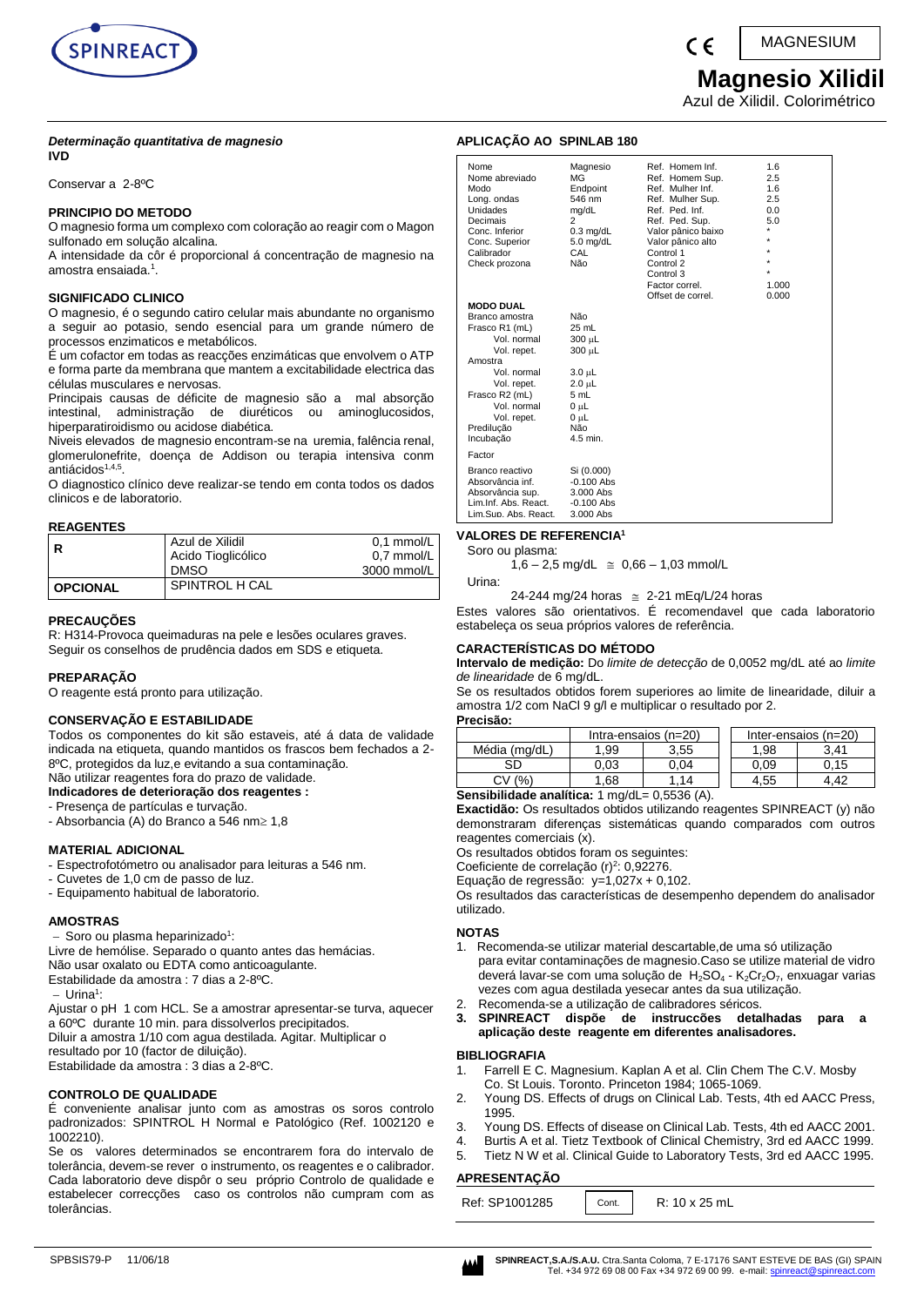MAGNESIUM

# Magnesio Xilidil

Azul de Xilidil. Colorimétrico

***Determinação quantitativa de magnesio***
**IVD**

Conservar a 2-8ºC

### PRINCIPIO DO METODO

O magnesio forma um complexo com coloração ao reagir com o Magon sulfonado em solução alcalina.

A intensidade da côr é proporcional á concentração de magnesio na amostra ensaiada.[1].

### SIGNIFICADO CLINICO

O magnesio, é o segundo catiro celular mais abundante no organismo a seguir ao potasio, sendo esencial para um grande número de processos enzimaticos e metabólicos.

É um cofactor em todas as reacções enzimáticas que envolvem o ATP e forma parte da membrana que mantem a excitabilidade electrica das células musculares e nervosas.

Principais causas de déficite de magnesio são a mal absorção intestinal, administração de diuréticos ou aminoglucosidos, hiperparatiroidismo ou acidose diabética.

Niveis elevados de magnesio encontram-se na uremia, falência renal, glomerulonefrite, doença de Addison ou terapia intensiva conm antiácidos[1,4,5].

O diagostico clínico deve realizar-se tendo em conta todos os dados clinicos e de laboratorio.

### REAGENTES

| | | |
|---|---|---|
| **R** | Azul de Xilidil<br>Acido Tioglicólico<br>DMSO | 0,1 mmol/L<br>0,7 mmol/L<br>3000 mmol/L |
| **OPCIONAL** | SPINTROL H CAL | |

### PRECAUÇÕES

R: H314-Provoca queimaduras na pele e lesões oculares graves. Seguir os conselhos de prudência dados em SDS e etiqueta.

### PREPARAÇÃO

O reagente está pronto para utilização.

### CONSERVAÇÃO E ESTABILIDADE

Todos os componentes do kit são estaveis, até á data de validade indicada na etiqueta, quando mantidos os frascos bem fechados a 2-8ºC, protegidos da luz,e evitando a sua contaminação.

Não utilizar reagentes fora do prazo de validade.

**Indicadores de deterioração dos reagentes :**

- Presença de partículas e turvação.
- Absorbancia (A) do Branco a 546 nm≥ 1,8

### MATERIAL ADICIONAL

- Espectrofotómetro ou analisador para leituras a 546 nm.
- Cuvetes de 1,0 cm de passo de luz.
- Equipamento habitual de laboratorio.

### AMOSTRAS

- Soro ou plasma heparinizado[1]:

Livre de hemólise. Separado o quanto antes das hemácias.
Não usar oxalato ou EDTA como anticoagulante.
Estabilidade da amostra : 7 dias a 2-8ºC.

- Urina[1]:

Ajustar o pH 1 com HCL. Se a amostrar apresentar-se turva, aquecer a 60ºC durante 10 min. para dissolverlos precipitados.
Diluir a amostra 1/10 com agua destilada. Agitar. Multiplicar o resultado por 10 (factor de diluição).
Estabilidade da amostra : 3 dias a 2-8ºC.

### CONTROLO DE QUALIDADE

É conveniente analisar junto com as amostras os soros controlo padronizados: SPINTROL H Normal e Patológico (Ref. 1002120 e 1002210).

Se os valores determinados se encontrarem fora do intervalo de tolerância, devem-se rever o instrumento, os reagentes e o calibrador.

Cada laboratorio deve dispôr o seu próprio Controlo de qualidade e estabelecer correcções caso os controlos não cumpram com as tolerâncias.

### APLICAÇÃO AO SPINLAB 180

| | | | |
|---|---|---|---|
| Nome | Magnesio | Ref. Homem Inf. | 1.6 |
| Nome abreviado | MG | Ref. Homem Sup. | 2.5 |
| Modo | Endpoint | Ref. Mulher Inf. | 1.6 |
| Long. ondas | 546 nm | Ref. Mulher Sup. | 2.5 |
| Unidades | mg/dL | Ref. Ped. Inf. | 0.0 |
| Decimais | 2 | Ref. Ped. Sup. | 5.0 |
| Conc. Inferior | 0.3 mg/dL | Valor pânico baixo | * |
| Conc. Superior | 5.0 mg/dL | Valor pânico alto | * |
| Calibrador | CAL | Control 1 | * |
| Check prozona | Não | Control 2 | * |
| | | Control 3 | * |
| | | Factor correl. | 1.000 |
| | | Offset de correl. | 0.000 |
| **MODO DUAL** | | | |
| Branco amostra | Não | | |
| Frasco R1 (mL) | 25 mL | | |
| Vol. normal | 300 µL | | |
| Vol. repet. | 300 µL | | |
| Amostra | | | |
| Vol. normal | 3.0 µL | | |
| Vol. repet. | 2.0 µL | | |
| Frasco R2 (mL) | 5 mL | | |
| Vol. normal | 0 µL | | |
| Vol. repet. | 0 µL | | |
| Prediluição | Não | | |
| Incubação | 4.5 min. | | |
| Factor | | | |
| Branco reactivo | Si (0.000) | | |
| Absorvância inf. | -0.100 Abs | | |
| Absorvância sup. | 3.000 Abs | | |
| Lim.Inf. Abs. React. | -0.100 Abs | | |
| Lim.Sup. Abs. React. | 3.000 Abs | | |

### VALORES DE REFERENCIA[1]

Soro ou plasma:

1,6 – 2,5 mg/dL ≅ 0,66 – 1,03 mmol/L

Urina:

24-244 mg/24 horas ≅ 2-21 mEq/L/24 horas

Estes valores são orientativos. É recomendavel que cada laboratorio estabeleça os seua próprios valores de referência.

### CARACTERÍSTICAS DO MÉTODO

**Intervalo de medição:** Do *limite de detecção* de 0,0052 mg/dL até ao *limite de linearidade* de 6 mg/dL.

Se os resultados obtidos forem superiores ao limite de linearidade, diluir a amostra 1/2 com NaCl 9 g/l e multiplicar o resultado por 2.

**Precisão:**

| | Intra-ensaios (n=20) | | Inter-ensaios (n=20) | |
|---|---|---|---|---|
| Média (mg/dL) | 1,99 | 3,55 | 1,98 | 3,41 |
| SD | 0,03 | 0,04 | 0,09 | 0,15 |
| CV (%) | 1,68 | 1,14 | 4,55 | 4,42 |

**Sensibilidade analítica:** 1 mg/dL= 0,5536 (A).

**Exactidão:** Os resultados obtidos utilizando reagentes SPINREACT (y) não demonstraram diferenças sistemáticas quando comparados com outros reagentes comerciais (x).

Os resultados obtidos foram os seguintes:

Coeficiente de correlação $(r)^2$: 0,92276.

Equação de regressão: y=1,027x + 0,102.

Os resultados das características de desempenho dependem do analisador utilizado.

### NOTAS

1. Recomenda-se utilizar material descartable,de uma só utilização para evitar contaminações de magnesio.Caso se utilize material de vidro deverá lavar-se com uma solução de $H_2SO_4$ - $K_2Cr_2O_7$, enxuagar varias vezes com agua destilada yesecar antes da sua utilização.
2. Recomenda-se a utilização de calibradores séricos.
3. **SPINREACT dispõe de instrucções detalhadas para a aplicação deste reagente em diferentes analisadores.**

### BIBLIOGRAFIA

1. Farrell E C. Magnesium. Kaplan A et al. Clin Chem The C.V. Mosby Co. St Louis. Toronto. Princeton 1984; 1065-1069.
2. Young DS. Effects of drugs on Clinical Lab. Tests, 4th ed AACC Press, 1995.
3. Young DS. Effects of disease on Clinical Lab. Tests, 4th ed AACC 2001.
4. Burtis A et al. Tietz Textbook of Clinical Chemistry, 3rd ed AACC 1999.
5. Tietz N W et al. Clinical Guide to Laboratory Tests, 3rd ed AACC 1995.

### APRESENTAÇÃO

| | | |
|---|---|---|
| Ref: SP1001285 | Cont. | R: 10 x 25 mL |

SPBSIS79-P 11/06/18

SPINREACT,S.A./S.A.U. Ctra.Santa Coloma, 7 E-17176 SANT ESTEVE DE BAS (GI) SPAIN
Tel. +34 972 69 08 00 Fax +34 972 69 00 99. e-mail: spinreact@spinreact.com